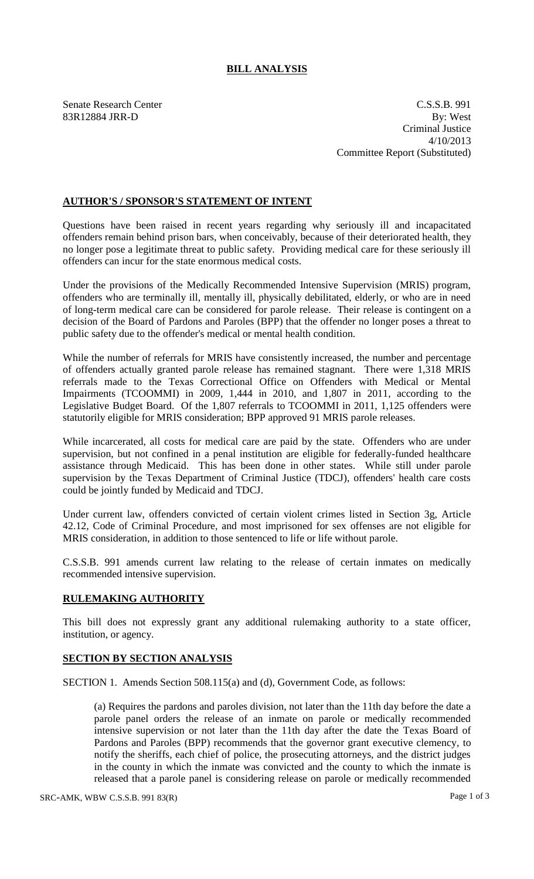# BILL ANALYSIS

Senate Research Center
83R12884 JRR-D

C.S.S.B. 991
By: West
Criminal Justice
4/10/2013
Committee Report (Substituted)

## AUTHOR'S / SPONSOR'S STATEMENT OF INTENT

Questions have been raised in recent years regarding why seriously ill and incapacitated offenders remain behind prison bars, when conceivably, because of their deteriorated health, they no longer pose a legitimate threat to public safety. Providing medical care for these seriously ill offenders can incur for the state enormous medical costs.

Under the provisions of the Medically Recommended Intensive Supervision (MRIS) program, offenders who are terminally ill, mentally ill, physically debilitated, elderly, or who are in need of long-term medical care can be considered for parole release. Their release is contingent on a decision of the Board of Pardons and Paroles (BPP) that the offender no longer poses a threat to public safety due to the offender's medical or mental health condition.

While the number of referrals for MRIS have consistently increased, the number and percentage of offenders actually granted parole release has remained stagnant. There were 1,318 MRIS referrals made to the Texas Correctional Office on Offenders with Medical or Mental Impairments (TCOOMMI) in 2009, 1,444 in 2010, and 1,807 in 2011, according to the Legislative Budget Board. Of the 1,807 referrals to TCOOMMI in 2011, 1,125 offenders were statutorily eligible for MRIS consideration; BPP approved 91 MRIS parole releases.

While incarcerated, all costs for medical care are paid by the state. Offenders who are under supervision, but not confined in a penal institution are eligible for federally-funded healthcare assistance through Medicaid. This has been done in other states. While still under parole supervision by the Texas Department of Criminal Justice (TDCJ), offenders' health care costs could be jointly funded by Medicaid and TDCJ.

Under current law, offenders convicted of certain violent crimes listed in Section 3g, Article 42.12, Code of Criminal Procedure, and most imprisoned for sex offenses are not eligible for MRIS consideration, in addition to those sentenced to life or life without parole.

C.S.S.B. 991 amends current law relating to the release of certain inmates on medically recommended intensive supervision.

## RULEMAKING AUTHORITY

This bill does not expressly grant any additional rulemaking authority to a state officer, institution, or agency.

## SECTION BY SECTION ANALYSIS

SECTION 1. Amends Section 508.115(a) and (d), Government Code, as follows:

(a) Requires the pardons and paroles division, not later than the 11th day before the date a parole panel orders the release of an inmate on parole or medically recommended intensive supervision or not later than the 11th day after the date the Texas Board of Pardons and Paroles (BPP) recommends that the governor grant executive clemency, to notify the sheriffs, each chief of police, the prosecuting attorneys, and the district judges in the county in which the inmate was convicted and the county to which the inmate is released that a parole panel is considering release on parole or medically recommended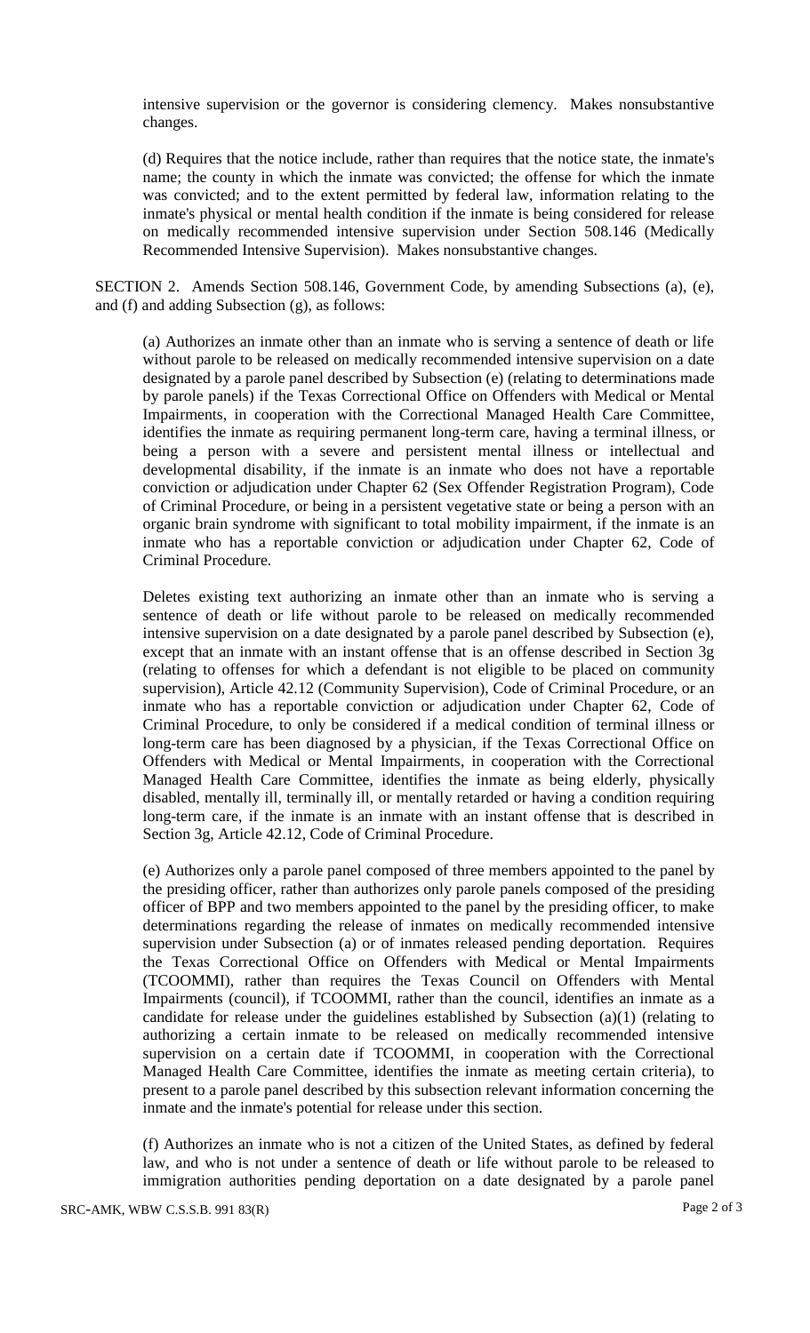intensive supervision or the governor is considering clemency. Makes nonsubstantive changes.

(d) Requires that the notice include, rather than requires that the notice state, the inmate's name; the county in which the inmate was convicted; the offense for which the inmate was convicted; and to the extent permitted by federal law, information relating to the inmate's physical or mental health condition if the inmate is being considered for release on medically recommended intensive supervision under Section 508.146 (Medically Recommended Intensive Supervision). Makes nonsubstantive changes.

SECTION 2. Amends Section 508.146, Government Code, by amending Subsections (a), (e), and (f) and adding Subsection (g), as follows:

(a) Authorizes an inmate other than an inmate who is serving a sentence of death or life without parole to be released on medically recommended intensive supervision on a date designated by a parole panel described by Subsection (e) (relating to determinations made by parole panels) if the Texas Correctional Office on Offenders with Medical or Mental Impairments, in cooperation with the Correctional Managed Health Care Committee, identifies the inmate as requiring permanent long-term care, having a terminal illness, or being a person with a severe and persistent mental illness or intellectual and developmental disability, if the inmate is an inmate who does not have a reportable conviction or adjudication under Chapter 62 (Sex Offender Registration Program), Code of Criminal Procedure, or being in a persistent vegetative state or being a person with an organic brain syndrome with significant to total mobility impairment, if the inmate is an inmate who has a reportable conviction or adjudication under Chapter 62, Code of Criminal Procedure.

Deletes existing text authorizing an inmate other than an inmate who is serving a sentence of death or life without parole to be released on medically recommended intensive supervision on a date designated by a parole panel described by Subsection (e), except that an inmate with an instant offense that is an offense described in Section 3g (relating to offenses for which a defendant is not eligible to be placed on community supervision), Article 42.12 (Community Supervision), Code of Criminal Procedure, or an inmate who has a reportable conviction or adjudication under Chapter 62, Code of Criminal Procedure, to only be considered if a medical condition of terminal illness or long-term care has been diagnosed by a physician, if the Texas Correctional Office on Offenders with Medical or Mental Impairments, in cooperation with the Correctional Managed Health Care Committee, identifies the inmate as being elderly, physically disabled, mentally ill, terminally ill, or mentally retarded or having a condition requiring long-term care, if the inmate is an inmate with an instant offense that is described in Section 3g, Article 42.12, Code of Criminal Procedure.

(e) Authorizes only a parole panel composed of three members appointed to the panel by the presiding officer, rather than authorizes only parole panels composed of the presiding officer of BPP and two members appointed to the panel by the presiding officer, to make determinations regarding the release of inmates on medically recommended intensive supervision under Subsection (a) or of inmates released pending deportation. Requires the Texas Correctional Office on Offenders with Medical or Mental Impairments (TCOOMMI), rather than requires the Texas Council on Offenders with Mental Impairments (council), if TCOOMMI, rather than the council, identifies an inmate as a candidate for release under the guidelines established by Subsection (a)(1) (relating to authorizing a certain inmate to be released on medically recommended intensive supervision on a certain date if TCOOMMI, in cooperation with the Correctional Managed Health Care Committee, identifies the inmate as meeting certain criteria), to present to a parole panel described by this subsection relevant information concerning the inmate and the inmate's potential for release under this section.

(f) Authorizes an inmate who is not a citizen of the United States, as defined by federal law, and who is not under a sentence of death or life without parole to be released to immigration authorities pending deportation on a date designated by a parole panel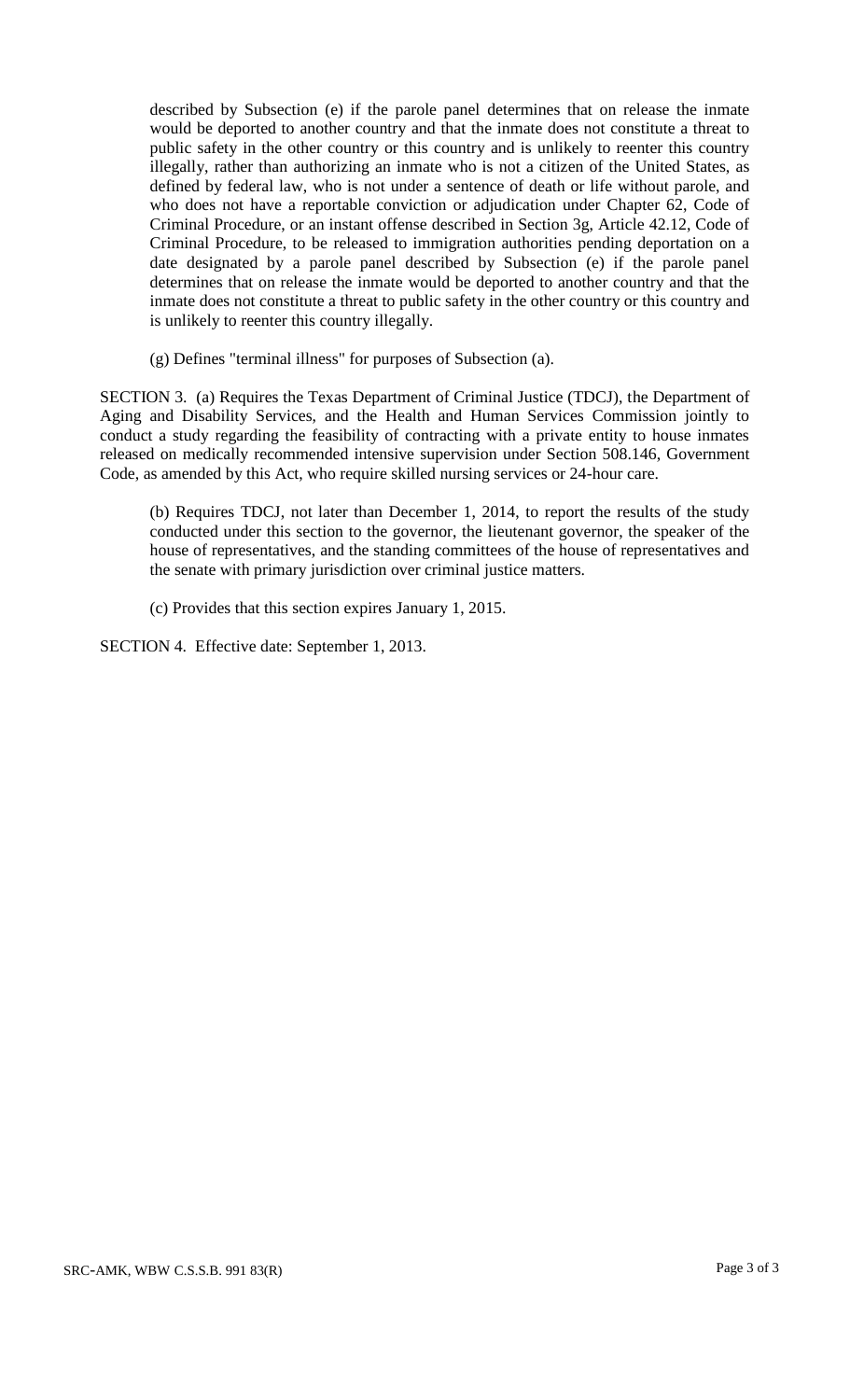described by Subsection (e) if the parole panel determines that on release the inmate would be deported to another country and that the inmate does not constitute a threat to public safety in the other country or this country and is unlikely to reenter this country illegally, rather than authorizing an inmate who is not a citizen of the United States, as defined by federal law, who is not under a sentence of death or life without parole, and who does not have a reportable conviction or adjudication under Chapter 62, Code of Criminal Procedure, or an instant offense described in Section 3g, Article 42.12, Code of Criminal Procedure, to be released to immigration authorities pending deportation on a date designated by a parole panel described by Subsection (e) if the parole panel determines that on release the inmate would be deported to another country and that the inmate does not constitute a threat to public safety in the other country or this country and is unlikely to reenter this country illegally.

(g) Defines "terminal illness" for purposes of Subsection (a).

SECTION 3. (a) Requires the Texas Department of Criminal Justice (TDCJ), the Department of Aging and Disability Services, and the Health and Human Services Commission jointly to conduct a study regarding the feasibility of contracting with a private entity to house inmates released on medically recommended intensive supervision under Section 508.146, Government Code, as amended by this Act, who require skilled nursing services or 24-hour care.

(b) Requires TDCJ, not later than December 1, 2014, to report the results of the study conducted under this section to the governor, the lieutenant governor, the speaker of the house of representatives, and the standing committees of the house of representatives and the senate with primary jurisdiction over criminal justice matters.

(c) Provides that this section expires January 1, 2015.

SECTION 4. Effective date: September 1, 2013.